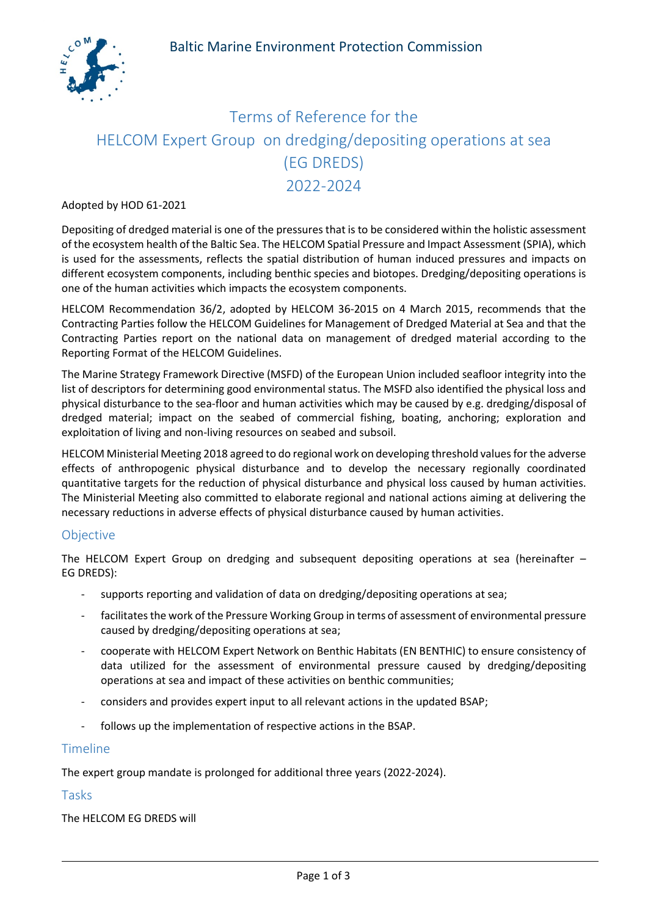Baltic Marine Environment Protection Commission

# Terms of Reference for the HELCOM Expert Group on dredging/depositing operations at sea (EG DREDS) 2022-2024

Adopted by HOD 61-2021

Depositing of dredged material is one of the pressures that is to be considered within the holistic assessment of the ecosystem health of the Baltic Sea. The HELCOM Spatial Pressure and Impact Assessment (SPIA), which is used for the assessments, reflects the spatial distribution of human induced pressures and impacts on different ecosystem components, including benthic species and biotopes. Dredging/depositing operations is one of the human activities which impacts the ecosystem components.

HELCOM Recommendation 36/2, adopted by HELCOM 36-2015 on 4 March 2015, recommends that the Contracting Parties follow the HELCOM Guidelines for Management of Dredged Material at Sea and that the Contracting Parties report on the national data on management of dredged material according to the Reporting Format of the HELCOM Guidelines.

The Marine Strategy Framework Directive (MSFD) of the European Union included seafloor integrity into the list of descriptors for determining good environmental status. The MSFD also identified the physical loss and physical disturbance to the sea-floor and human activities which may be caused by e.g. dredging/disposal of dredged material; impact on the seabed of commercial fishing, boating, anchoring; exploration and exploitation of living and non-living resources on seabed and subsoil.

HELCOM Ministerial Meeting 2018 agreed to do regional work on developing threshold values for the adverse effects of anthropogenic physical disturbance and to develop the necessary regionally coordinated quantitative targets for the reduction of physical disturbance and physical loss caused by human activities. The Ministerial Meeting also committed to elaborate regional and national actions aiming at delivering the necessary reductions in adverse effects of physical disturbance caused by human activities.

## Objective

The HELCOM Expert Group on dredging and subsequent depositing operations at sea (hereinafter – EG DREDS):

- supports reporting and validation of data on dredging/depositing operations at sea;
- facilitates the work of the Pressure Working Group in terms of assessment of environmental pressure caused by dredging/depositing operations at sea;
- cooperate with HELCOM Expert Network on Benthic Habitats (EN BENTHIC) to ensure consistency of data utilized for the assessment of environmental pressure caused by dredging/depositing operations at sea and impact of these activities on benthic communities;
- considers and provides expert input to all relevant actions in the updated BSAP;
- follows up the implementation of respective actions in the BSAP.

## Timeline

The expert group mandate is prolonged for additional three years (2022-2024).

## Tasks

The HELCOM EG DREDS will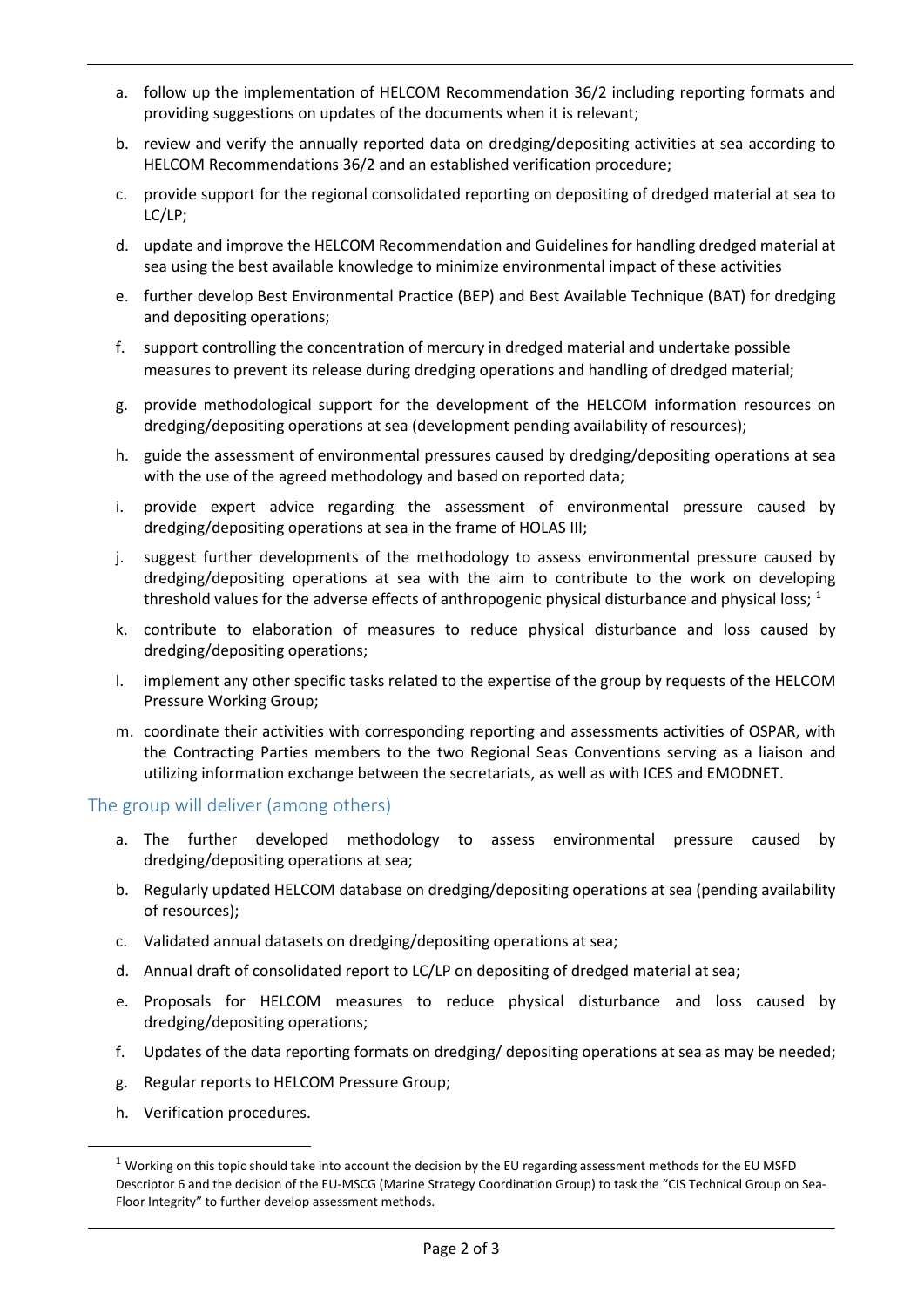a. follow up the implementation of HELCOM Recommendation 36/2 including reporting formats and providing suggestions on updates of the documents when it is relevant;

b. review and verify the annually reported data on dredging/depositing activities at sea according to HELCOM Recommendations 36/2 and an established verification procedure;

c. provide support for the regional consolidated reporting on depositing of dredged material at sea to LC/LP;

d. update and improve the HELCOM Recommendation and Guidelines for handling dredged material at sea using the best available knowledge to minimize environmental impact of these activities

e. further develop Best Environmental Practice (BEP) and Best Available Technique (BAT) for dredging and depositing operations;

f. support controlling the concentration of mercury in dredged material and undertake possible measures to prevent its release during dredging operations and handling of dredged material;

g. provide methodological support for the development of the HELCOM information resources on dredging/depositing operations at sea (development pending availability of resources);

h. guide the assessment of environmental pressures caused by dredging/depositing operations at sea with the use of the agreed methodology and based on reported data;

i. provide expert advice regarding the assessment of environmental pressure caused by dredging/depositing operations at sea in the frame of HOLAS III;

j. suggest further developments of the methodology to assess environmental pressure caused by dredging/depositing operations at sea with the aim to contribute to the work on developing threshold values for the adverse effects of anthropogenic physical disturbance and physical loss; [1]

k. contribute to elaboration of measures to reduce physical disturbance and loss caused by dredging/depositing operations;

l. implement any other specific tasks related to the expertise of the group by requests of the HELCOM Pressure Working Group;

m. coordinate their activities with corresponding reporting and assessments activities of OSPAR, with the Contracting Parties members to the two Regional Seas Conventions serving as a liaison and utilizing information exchange between the secretariats, as well as with ICES and EMODNET.

## The group will deliver (among others)

a. The further developed methodology to assess environmental pressure caused by dredging/depositing operations at sea;

b. Regularly updated HELCOM database on dredging/depositing operations at sea (pending availability of resources);

c. Validated annual datasets on dredging/depositing operations at sea;

d. Annual draft of consolidated report to LC/LP on depositing of dredged material at sea;

e. Proposals for HELCOM measures to reduce physical disturbance and loss caused by dredging/depositing operations;

f. Updates of the data reporting formats on dredging/ depositing operations at sea as may be needed;

g. Regular reports to HELCOM Pressure Group;

h. Verification procedures.

---

[1] Working on this topic should take into account the decision by the EU regarding assessment methods for the EU MSFD Descriptor 6 and the decision of the EU-MSCG (Marine Strategy Coordination Group) to task the "CIS Technical Group on Sea-Floor Integrity" to further develop assessment methods.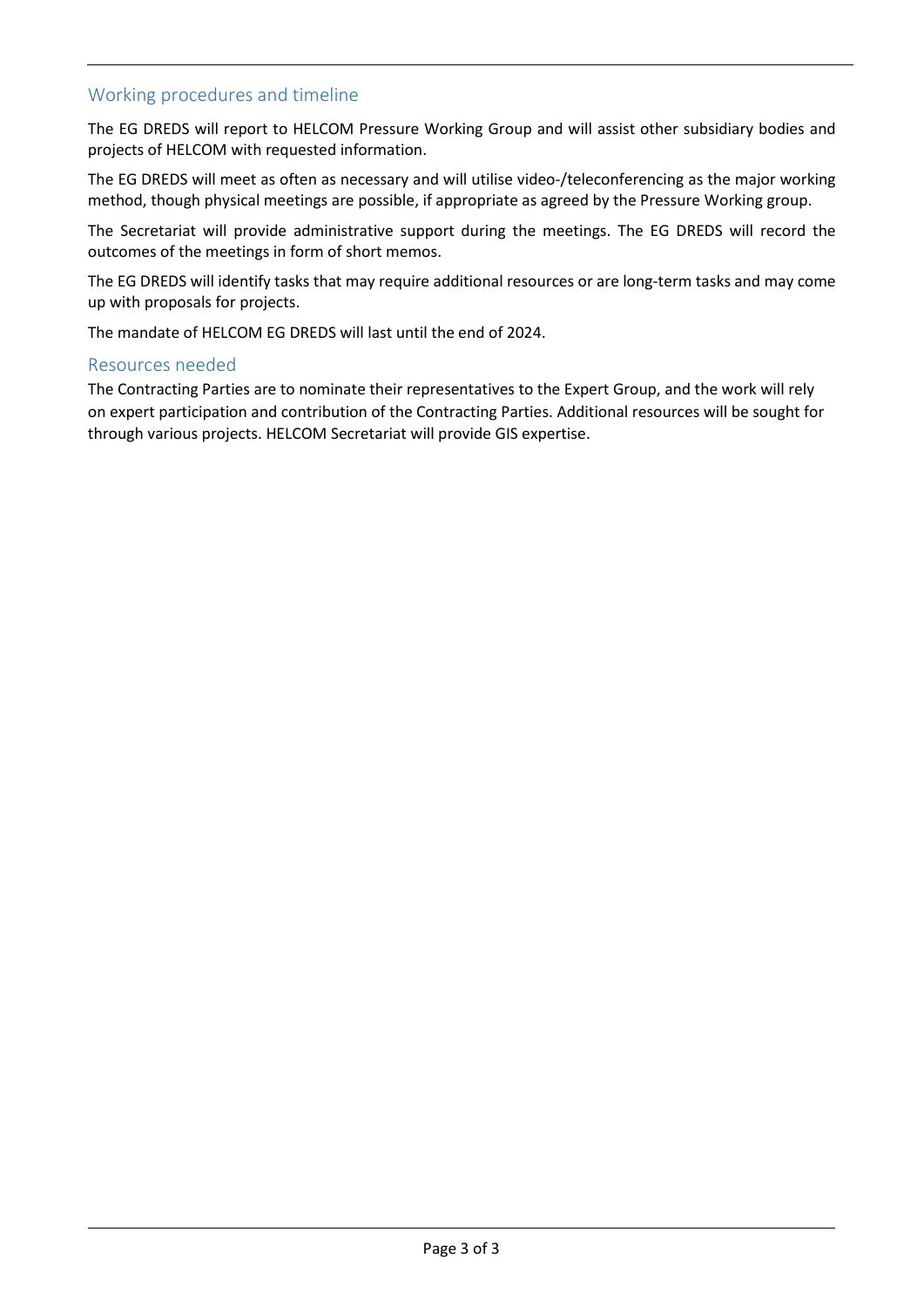## Working procedures and timeline

The EG DREDS will report to HELCOM Pressure Working Group and will assist other subsidiary bodies and projects of HELCOM with requested information.

The EG DREDS will meet as often as necessary and will utilise video-/teleconferencing as the major working method, though physical meetings are possible, if appropriate as agreed by the Pressure Working group.

The Secretariat will provide administrative support during the meetings. The EG DREDS will record the outcomes of the meetings in form of short memos.

The EG DREDS will identify tasks that may require additional resources or are long-term tasks and may come up with proposals for projects.

The mandate of HELCOM EG DREDS will last until the end of 2024.

## Resources needed

The Contracting Parties are to nominate their representatives to the Expert Group, and the work will rely on expert participation and contribution of the Contracting Parties. Additional resources will be sought for through various projects. HELCOM Secretariat will provide GIS expertise.